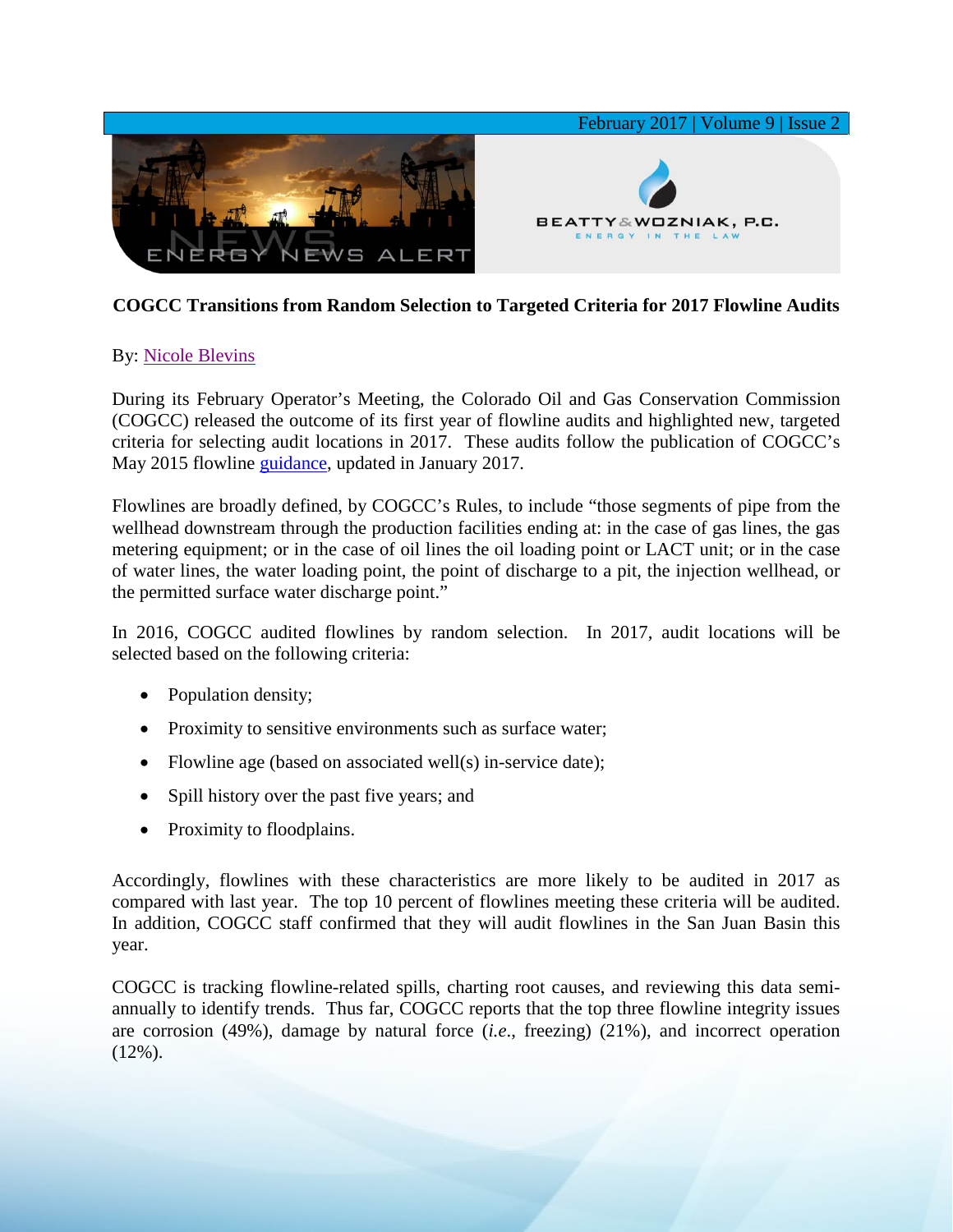# COGCC Transitions from Random Selection to Targeted Criteria for 2017 Flowline Audits

By: Nicole Blevins

During its February Operator's Meeting, the Colorado Oil and Gas Conservation Commission (COGCC) released the outcome of its first year of flowline audits and highlighted new, targeted criteria for selecting audit locations in 2017. These audits follow the publication of COGCC's May 2015 flowline guidance, updated in January 2017.

Flowlines are broadly defined, by COGCC's Rules, to include "those segments of pipe from the wellhead downstream through the production facilities ending at: in the case of gas lines, the gas metering equipment; or in the case of oil lines the oil loading point or LACT unit; or in the case of water lines, the water loading point, the point of discharge to a pit, the injection wellhead, or the permitted surface water discharge point."

In 2016, COGCC audited flowlines by random selection. In 2017, audit locations will be selected based on the following criteria:

- Population density;
- Proximity to sensitive environments such as surface water;
- Flowline age (based on associated well(s) in-service date);
- Spill history over the past five years; and
- Proximity to floodplains.

Accordingly, flowlines with these characteristics are more likely to be audited in 2017 as compared with last year. The top 10 percent of flowlines meeting these criteria will be audited. In addition, COGCC staff confirmed that they will audit flowlines in the San Juan Basin this year.

COGCC is tracking flowline-related spills, charting root causes, and reviewing this data semi-annually to identify trends. Thus far, COGCC reports that the top three flowline integrity issues are corrosion (49%), damage by natural force (*i.e.*, freezing) (21%), and incorrect operation (12%).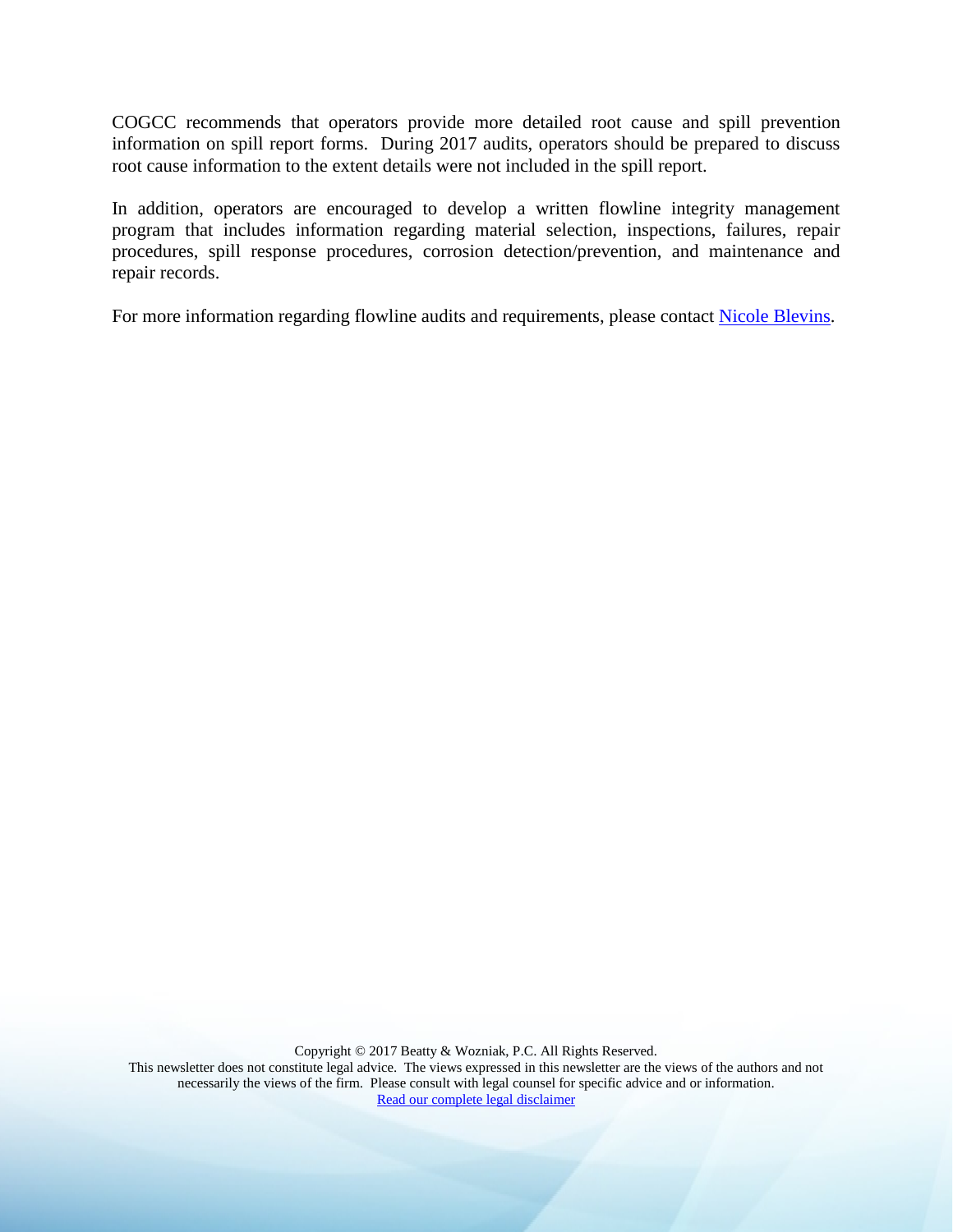COGCC recommends that operators provide more detailed root cause and spill prevention information on spill report forms. During 2017 audits, operators should be prepared to discuss root cause information to the extent details were not included in the spill report.

In addition, operators are encouraged to develop a written flowline integrity management program that includes information regarding material selection, inspections, failures, repair procedures, spill response procedures, corrosion detection/prevention, and maintenance and repair records.

For more information regarding flowline audits and requirements, please contact Nicole Blevins.

Copyright © 2017 Beatty & Wozniak, P.C. All Rights Reserved.
This newsletter does not constitute legal advice. The views expressed in this newsletter are the views of the authors and not necessarily the views of the firm. Please consult with legal counsel for specific advice and or information.
Read our complete legal disclaimer